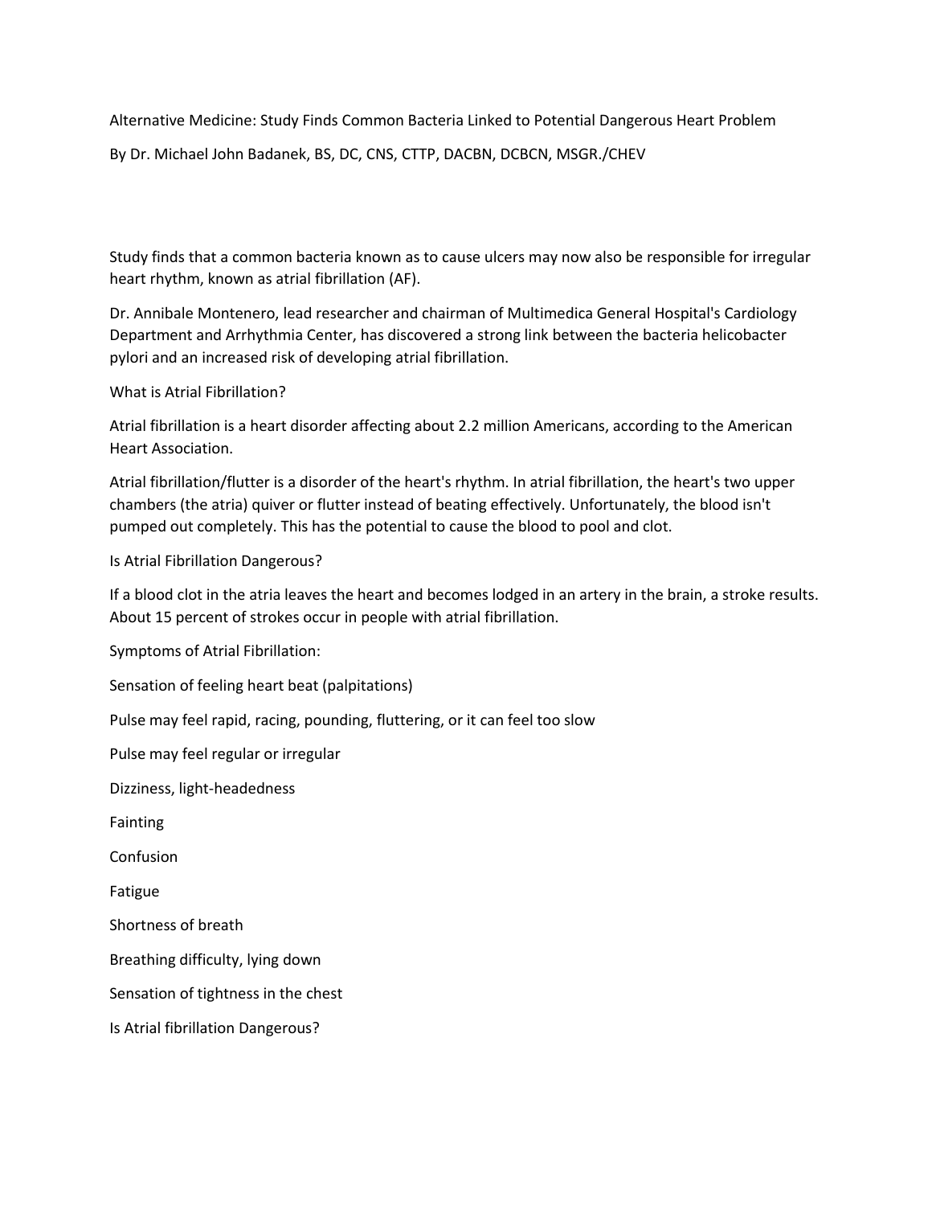# Alternative Medicine: Study Finds Common Bacteria Linked to Potential Dangerous Heart Problem

By Dr. Michael John Badanek, BS, DC, CNS, CTTP, DACBN, DCBCN, MSGR./CHEV

Study finds that a common bacteria known as to cause ulcers may now also be responsible for irregular heart rhythm, known as atrial fibrillation (AF).

Dr. Annibale Montenero, lead researcher and chairman of Multimedica General Hospital's Cardiology Department and Arrhythmia Center, has discovered a strong link between the bacteria helicobacter pylori and an increased risk of developing atrial fibrillation.

## What is Atrial Fibrillation?

Atrial fibrillation is a heart disorder affecting about 2.2 million Americans, according to the American Heart Association.

Atrial fibrillation/flutter is a disorder of the heart's rhythm. In atrial fibrillation, the heart's two upper chambers (the atria) quiver or flutter instead of beating effectively. Unfortunately, the blood isn't pumped out completely. This has the potential to cause the blood to pool and clot.

## Is Atrial Fibrillation Dangerous?

If a blood clot in the atria leaves the heart and becomes lodged in an artery in the brain, a stroke results. About 15 percent of strokes occur in people with atrial fibrillation.

## Symptoms of Atrial Fibrillation:

- Sensation of feeling heart beat (palpitations)
- Pulse may feel rapid, racing, pounding, fluttering, or it can feel too slow
- Pulse may feel regular or irregular
- Dizziness, light-headedness
- Fainting
- Confusion
- Fatigue
- Shortness of breath
- Breathing difficulty, lying down
- Sensation of tightness in the chest

## Is Atrial fibrillation Dangerous?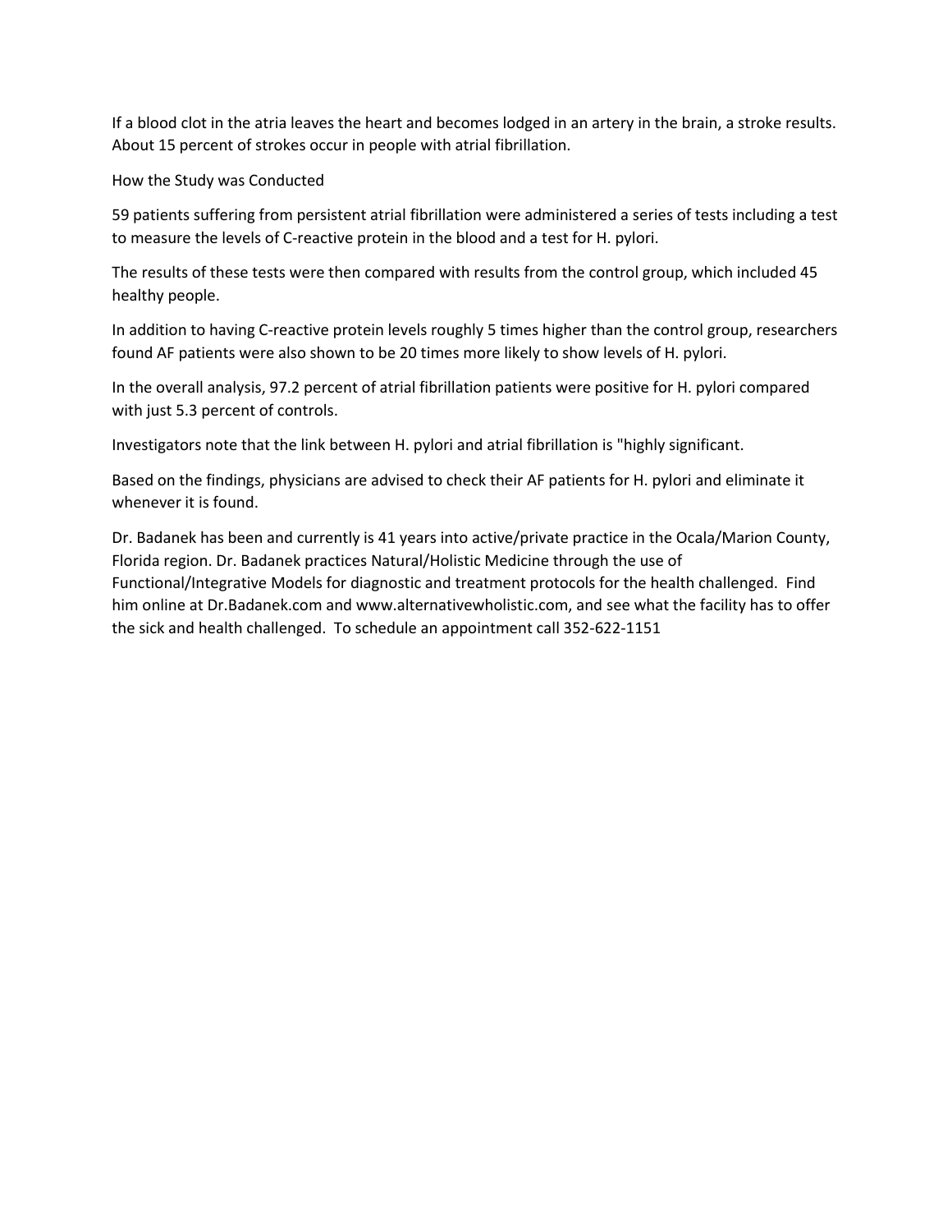If a blood clot in the atria leaves the heart and becomes lodged in an artery in the brain, a stroke results. About 15 percent of strokes occur in people with atrial fibrillation.

## How the Study was Conducted

59 patients suffering from persistent atrial fibrillation were administered a series of tests including a test to measure the levels of C-reactive protein in the blood and a test for H. pylori.

The results of these tests were then compared with results from the control group, which included 45 healthy people.

In addition to having C-reactive protein levels roughly 5 times higher than the control group, researchers found AF patients were also shown to be 20 times more likely to show levels of H. pylori.

In the overall analysis, 97.2 percent of atrial fibrillation patients were positive for H. pylori compared with just 5.3 percent of controls.

Investigators note that the link between H. pylori and atrial fibrillation is "highly significant.

Based on the findings, physicians are advised to check their AF patients for H. pylori and eliminate it whenever it is found.

Dr. Badanek has been and currently is 41 years into active/private practice in the Ocala/Marion County, Florida region. Dr. Badanek practices Natural/Holistic Medicine through the use of Functional/Integrative Models for diagnostic and treatment protocols for the health challenged. Find him online at Dr.Badanek.com and www.alternativewholistic.com, and see what the facility has to offer the sick and health challenged. To schedule an appointment call 352-622-1151